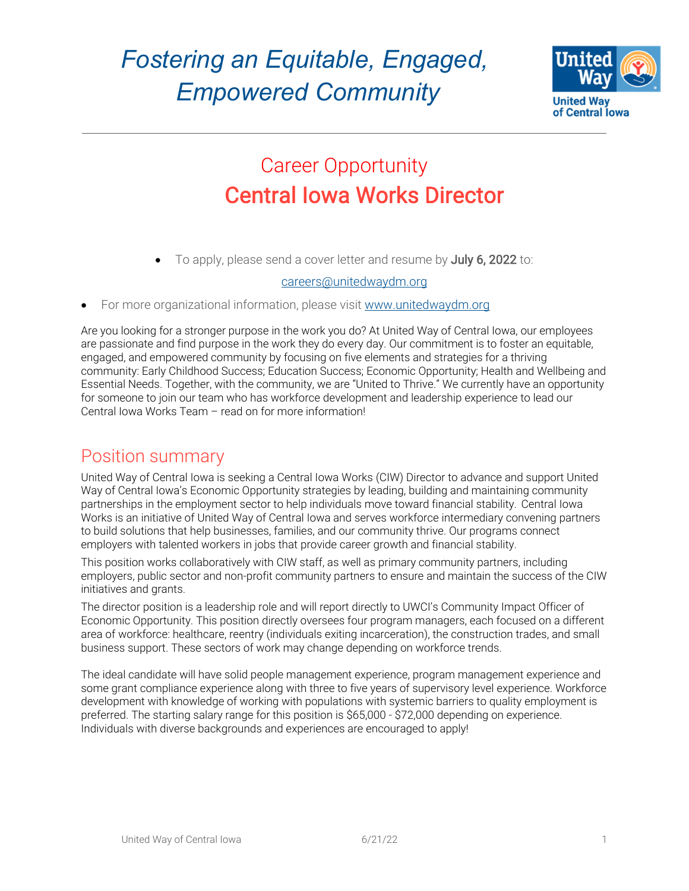# *Fostering an Equitable, Engaged, Empowered Community*

United Way of Central Iowa

## Career Opportunity
## Central Iowa Works Director

- To apply, please send a cover letter and resume by **July 6, 2022** to:

  careers@unitedwaydm.org

- For more organizational information, please visit www.unitedwaydm.org

Are you looking for a stronger purpose in the work you do? At United Way of Central Iowa, our employees are passionate and find purpose in the work they do every day. Our commitment is to foster an equitable, engaged, and empowered community by focusing on five elements and strategies for a thriving community: Early Childhood Success; Education Success; Economic Opportunity; Health and Wellbeing and Essential Needs. Together, with the community, we are "United to Thrive." We currently have an opportunity for someone to join our team who has workforce development and leadership experience to lead our Central Iowa Works Team – read on for more information!

## Position summary

United Way of Central Iowa is seeking a Central Iowa Works (CIW) Director to advance and support United Way of Central Iowa's Economic Opportunity strategies by leading, building and maintaining community partnerships in the employment sector to help individuals move toward financial stability. Central Iowa Works is an initiative of United Way of Central Iowa and serves workforce intermediary convening partners to build solutions that help businesses, families, and our community thrive. Our programs connect employers with talented workers in jobs that provide career growth and financial stability.

This position works collaboratively with CIW staff, as well as primary community partners, including employers, public sector and non-profit community partners to ensure and maintain the success of the CIW initiatives and grants.

The director position is a leadership role and will report directly to UWCI's Community Impact Officer of Economic Opportunity. This position directly oversees four program managers, each focused on a different area of workforce: healthcare, reentry (individuals exiting incarceration), the construction trades, and small business support. These sectors of work may change depending on workforce trends.

The ideal candidate will have solid people management experience, program management experience and some grant compliance experience along with three to five years of supervisory level experience. Workforce development with knowledge of working with populations with systemic barriers to quality employment is preferred. The starting salary range for this position is $65,000 - $72,000 depending on experience. Individuals with diverse backgrounds and experiences are encouraged to apply!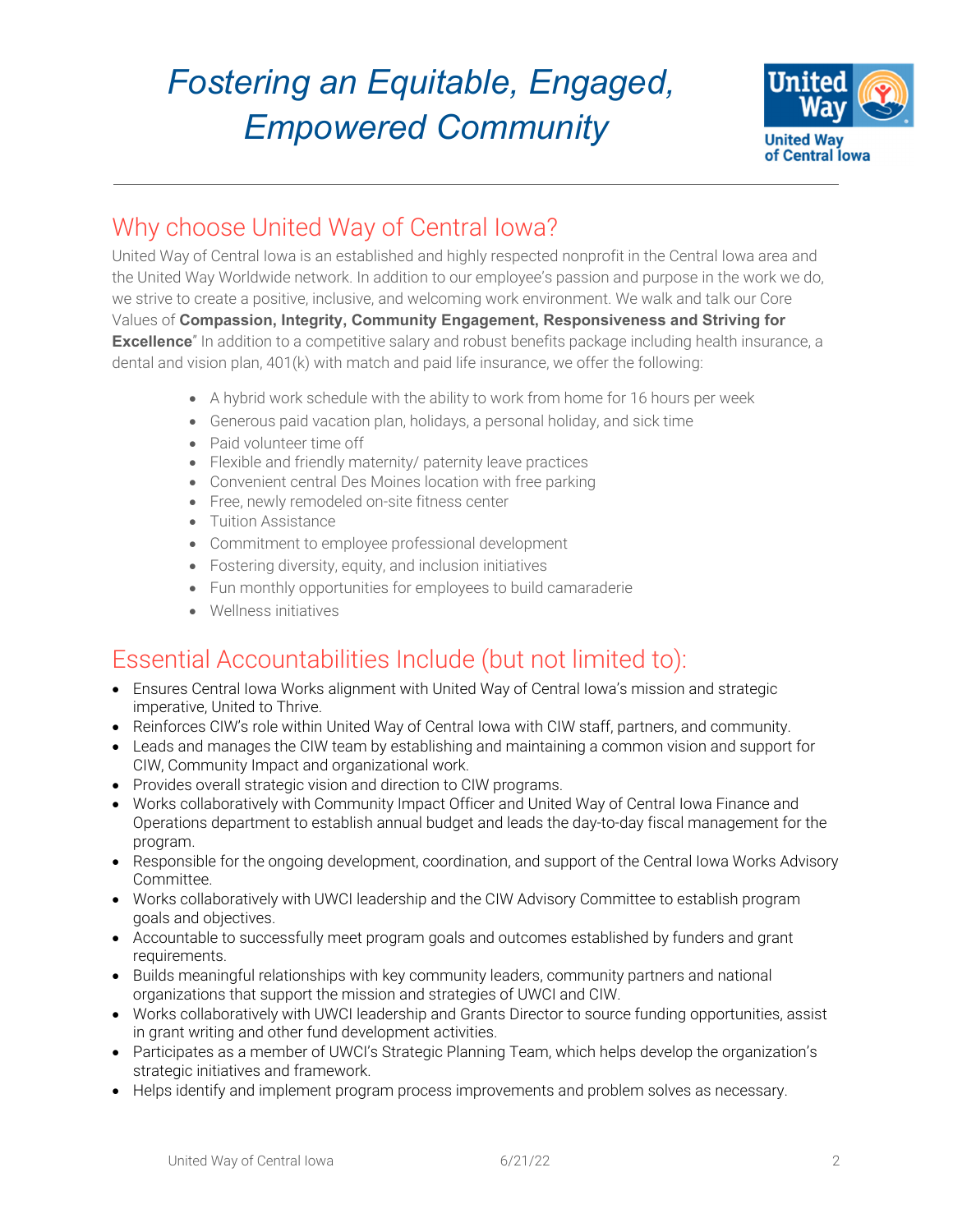# *Fostering an Equitable, Engaged, Empowered Community*

United Way of Central Iowa

## Why choose United Way of Central Iowa?

United Way of Central Iowa is an established and highly respected nonprofit in the Central Iowa area and the United Way Worldwide network. In addition to our employee's passion and purpose in the work we do, we strive to create a positive, inclusive, and welcoming work environment. We walk and talk our Core Values of **Compassion, Integrity, Community Engagement, Responsiveness and Striving for Excellence**" In addition to a competitive salary and robust benefits package including health insurance, a dental and vision plan, 401(k) with match and paid life insurance, we offer the following:

- A hybrid work schedule with the ability to work from home for 16 hours per week
- Generous paid vacation plan, holidays, a personal holiday, and sick time
- Paid volunteer time off
- Flexible and friendly maternity/ paternity leave practices
- Convenient central Des Moines location with free parking
- Free, newly remodeled on-site fitness center
- Tuition Assistance
- Commitment to employee professional development
- Fostering diversity, equity, and inclusion initiatives
- Fun monthly opportunities for employees to build camaraderie
- Wellness initiatives

## Essential Accountabilities Include (but not limited to):

- Ensures Central Iowa Works alignment with United Way of Central Iowa's mission and strategic imperative, United to Thrive.
- Reinforces CIW's role within United Way of Central Iowa with CIW staff, partners, and community.
- Leads and manages the CIW team by establishing and maintaining a common vision and support for CIW, Community Impact and organizational work.
- Provides overall strategic vision and direction to CIW programs.
- Works collaboratively with Community Impact Officer and United Way of Central Iowa Finance and Operations department to establish annual budget and leads the day-to-day fiscal management for the program.
- Responsible for the ongoing development, coordination, and support of the Central Iowa Works Advisory Committee.
- Works collaboratively with UWCI leadership and the CIW Advisory Committee to establish program goals and objectives.
- Accountable to successfully meet program goals and outcomes established by funders and grant requirements.
- Builds meaningful relationships with key community leaders, community partners and national organizations that support the mission and strategies of UWCI and CIW.
- Works collaboratively with UWCI leadership and Grants Director to source funding opportunities, assist in grant writing and other fund development activities.
- Participates as a member of UWCI's Strategic Planning Team, which helps develop the organization's strategic initiatives and framework.
- Helps identify and implement program process improvements and problem solves as necessary.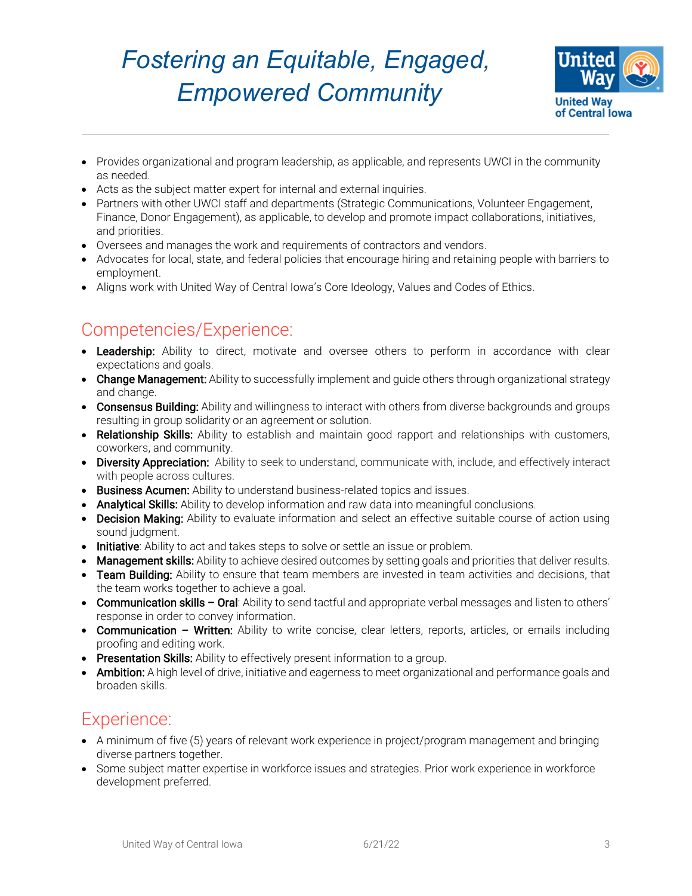- Provides organizational and program leadership, as applicable, and represents UWCI in the community as needed.
- Acts as the subject matter expert for internal and external inquiries.
- Partners with other UWCI staff and departments (Strategic Communications, Volunteer Engagement, Finance, Donor Engagement), as applicable, to develop and promote impact collaborations, initiatives, and priorities.
- Oversees and manages the work and requirements of contractors and vendors.
- Advocates for local, state, and federal policies that encourage hiring and retaining people with barriers to employment.
- Aligns work with United Way of Central Iowa's Core Ideology, Values and Codes of Ethics.

## Competencies/Experience:

- **Leadership:** Ability to direct, motivate and oversee others to perform in accordance with clear expectations and goals.
- **Change Management:** Ability to successfully implement and guide others through organizational strategy and change.
- **Consensus Building:** Ability and willingness to interact with others from diverse backgrounds and groups resulting in group solidarity or an agreement or solution.
- **Relationship Skills:** Ability to establish and maintain good rapport and relationships with customers, coworkers, and community.
- **Diversity Appreciation:** Ability to seek to understand, communicate with, include, and effectively interact with people across cultures.
- **Business Acumen:** Ability to understand business-related topics and issues.
- **Analytical Skills:** Ability to develop information and raw data into meaningful conclusions.
- **Decision Making:** Ability to evaluate information and select an effective suitable course of action using sound judgment.
- **Initiative**: Ability to act and takes steps to solve or settle an issue or problem.
- **Management skills:** Ability to achieve desired outcomes by setting goals and priorities that deliver results.
- **Team Building:** Ability to ensure that team members are invested in team activities and decisions, that the team works together to achieve a goal.
- **Communication skills – Oral**: Ability to send tactful and appropriate verbal messages and listen to others' response in order to convey information.
- **Communication – Written:** Ability to write concise, clear letters, reports, articles, or emails including proofing and editing work.
- **Presentation Skills:** Ability to effectively present information to a group.
- **Ambition:** A high level of drive, initiative and eagerness to meet organizational and performance goals and broaden skills.

## Experience:

- A minimum of five (5) years of relevant work experience in project/program management and bringing diverse partners together.
- Some subject matter expertise in workforce issues and strategies. Prior work experience in workforce development preferred.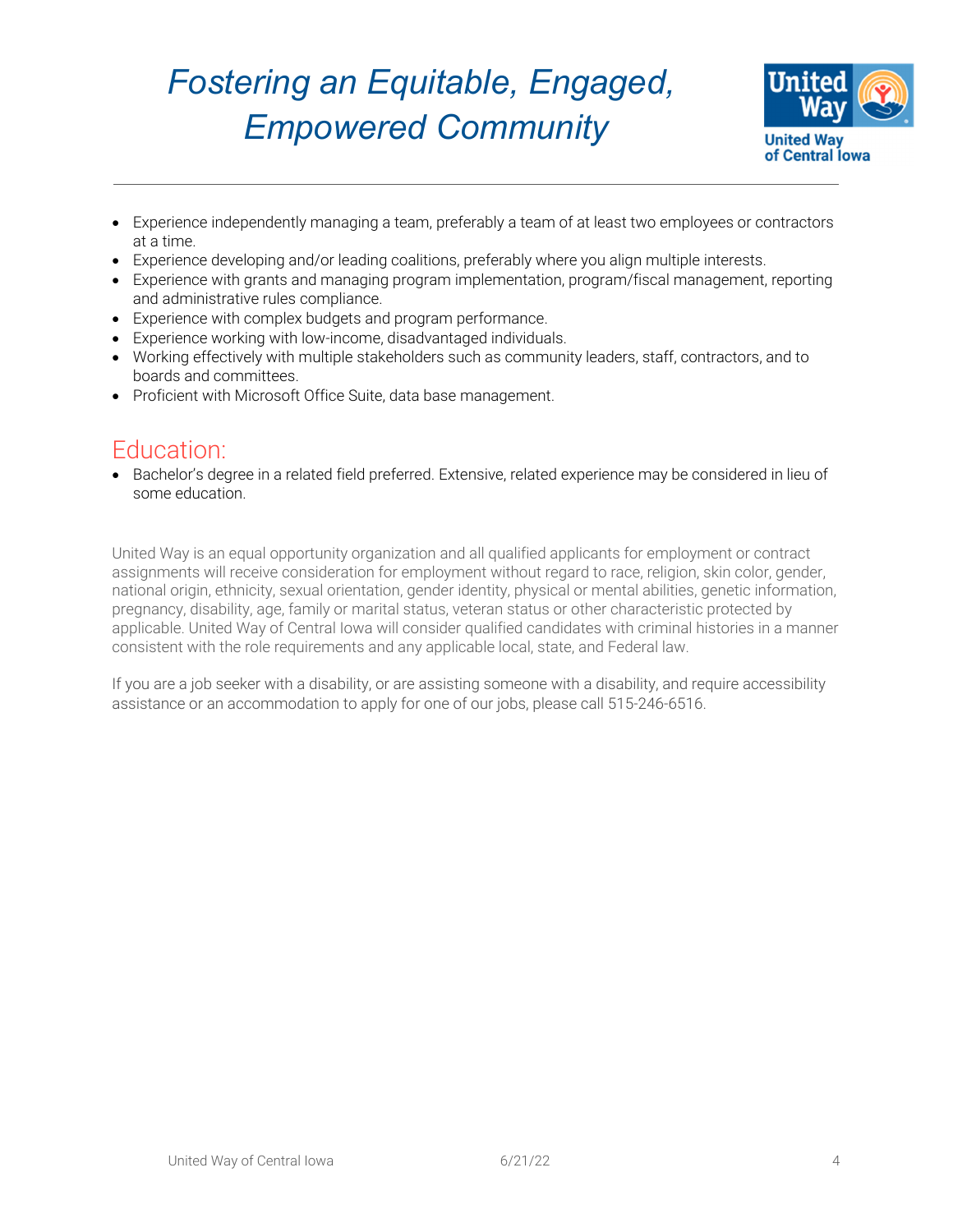- Experience independently managing a team, preferably a team of at least two employees or contractors at a time.
- Experience developing and/or leading coalitions, preferably where you align multiple interests.
- Experience with grants and managing program implementation, program/fiscal management, reporting and administrative rules compliance.
- Experience with complex budgets and program performance.
- Experience working with low-income, disadvantaged individuals.
- Working effectively with multiple stakeholders such as community leaders, staff, contractors, and to boards and committees.
- Proficient with Microsoft Office Suite, data base management.

## Education:

- Bachelor's degree in a related field preferred. Extensive, related experience may be considered in lieu of some education.

United Way is an equal opportunity organization and all qualified applicants for employment or contract assignments will receive consideration for employment without regard to race, religion, skin color, gender, national origin, ethnicity, sexual orientation, gender identity, physical or mental abilities, genetic information, pregnancy, disability, age, family or marital status, veteran status or other characteristic protected by applicable. United Way of Central Iowa will consider qualified candidates with criminal histories in a manner consistent with the role requirements and any applicable local, state, and Federal law.

If you are a job seeker with a disability, or are assisting someone with a disability, and require accessibility assistance or an accommodation to apply for one of our jobs, please call 515-246-6516.